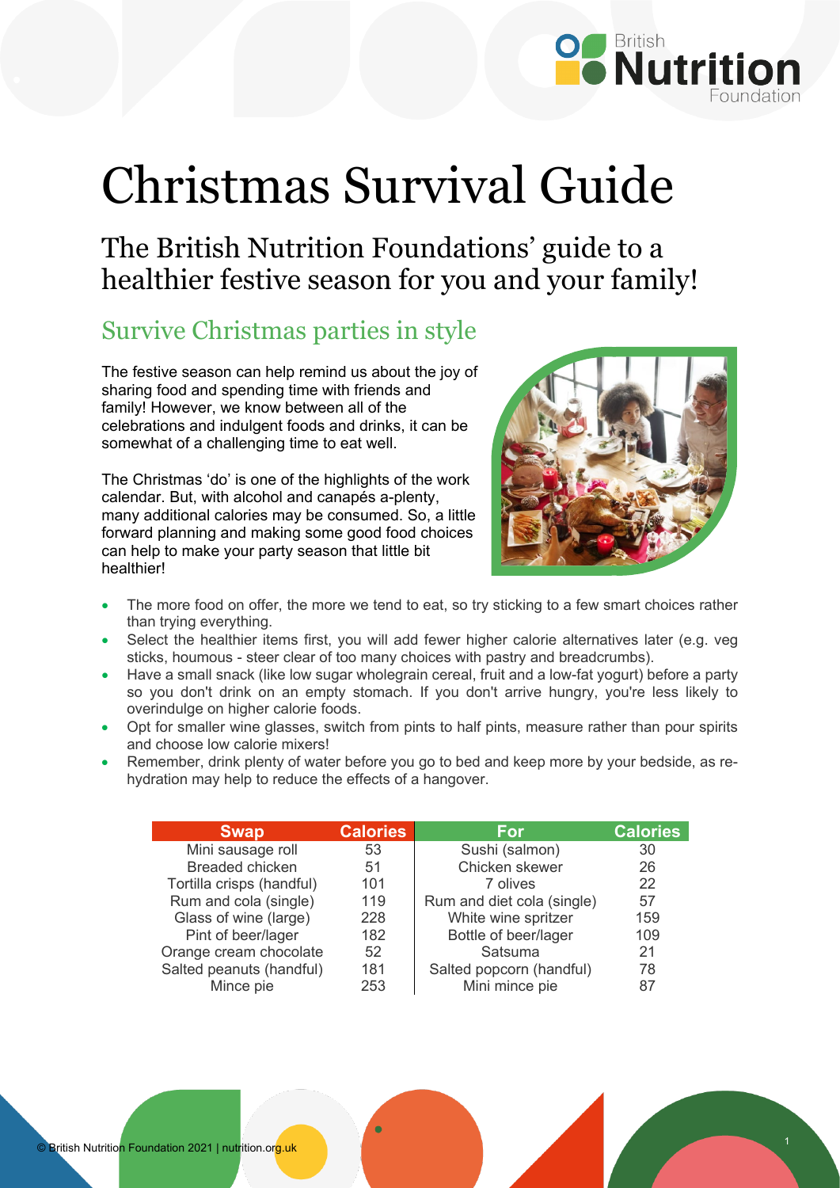# Christmas Survival Guide

## The British Nutrition Foundations' guide to a healthier festive season for you and your family!

### Survive Christmas parties in style

The festive season can help remind us about the joy of sharing food and spending time with friends and family! However, we know between all of the celebrations and indulgent foods and drinks, it can be somewhat of a challenging time to eat well.

The Christmas 'do' is one of the highlights of the work calendar. But, with alcohol and canapés a-plenty, many additional calories may be consumed. So, a little forward planning and making some good food choices can help to make your party season that little bit healthier!

- The more food on offer, the more we tend to eat, so try sticking to a few smart choices rather than trying everything.
- Select the healthier items first, you will add fewer higher calorie alternatives later (e.g. veg sticks, houmous - steer clear of too many choices with pastry and breadcrumbs).
- Have a small snack (like low sugar wholegrain cereal, fruit and a low-fat yogurt) before a party so you don't drink on an empty stomach. If you don't arrive hungry, you're less likely to overindulge on higher calorie foods.
- Opt for smaller wine glasses, switch from pints to half pints, measure rather than pour spirits and choose low calorie mixers!
- Remember, drink plenty of water before you go to bed and keep more by your bedside, as re-hydration may help to reduce the effects of a hangover.

| Swap | Calories | For | Calories |
|---|---|---|---|
| Mini sausage roll | 53 | Sushi (salmon) | 30 |
| Breaded chicken | 51 | Chicken skewer | 26 |
| Tortilla crisps (handful) | 101 | 7 olives | 22 |
| Rum and cola (single) | 119 | Rum and diet cola (single) | 57 |
| Glass of wine (large) | 228 | White wine spritzer | 159 |
| Pint of beer/lager | 182 | Bottle of beer/lager | 109 |
| Orange cream chocolate | 52 | Satsuma | 21 |
| Salted peanuts (handful) | 181 | Salted popcorn (handful) | 78 |
| Mince pie | 253 | Mini mince pie | 87 |

© British Nutrition Foundation 2021 | nutrition.org.uk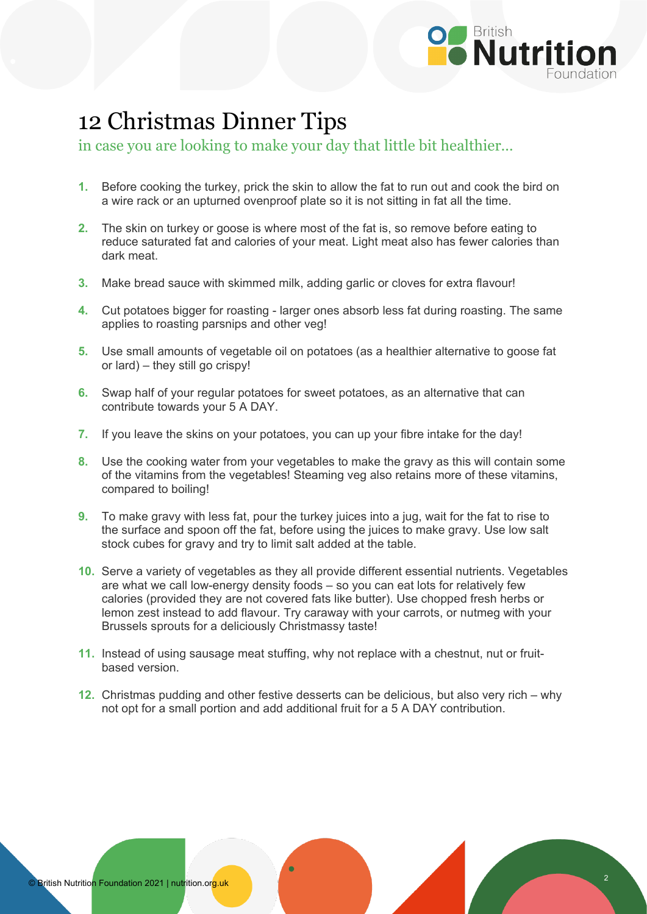# 12 Christmas Dinner Tips

in case you are looking to make your day that little bit healthier...

1. Before cooking the turkey, prick the skin to allow the fat to run out and cook the bird on a wire rack or an upturned ovenproof plate so it is not sitting in fat all the time.
2. The skin on turkey or goose is where most of the fat is, so remove before eating to reduce saturated fat and calories of your meat. Light meat also has fewer calories than dark meat.
3. Make bread sauce with skimmed milk, adding garlic or cloves for extra flavour!
4. Cut potatoes bigger for roasting - larger ones absorb less fat during roasting. The same applies to roasting parsnips and other veg!
5. Use small amounts of vegetable oil on potatoes (as a healthier alternative to goose fat or lard) – they still go crispy!
6. Swap half of your regular potatoes for sweet potatoes, as an alternative that can contribute towards your 5 A DAY.
7. If you leave the skins on your potatoes, you can up your fibre intake for the day!
8. Use the cooking water from your vegetables to make the gravy as this will contain some of the vitamins from the vegetables! Steaming veg also retains more of these vitamins, compared to boiling!
9. To make gravy with less fat, pour the turkey juices into a jug, wait for the fat to rise to the surface and spoon off the fat, before using the juices to make gravy. Use low salt stock cubes for gravy and try to limit salt added at the table.
10. Serve a variety of vegetables as they all provide different essential nutrients. Vegetables are what we call low-energy density foods – so you can eat lots for relatively few calories (provided they are not covered fats like butter). Use chopped fresh herbs or lemon zest instead to add flavour. Try caraway with your carrots, or nutmeg with your Brussels sprouts for a deliciously Christmassy taste!
11. Instead of using sausage meat stuffing, why not replace with a chestnut, nut or fruit-based version.
12. Christmas pudding and other festive desserts can be delicious, but also very rich – why not opt for a small portion and add additional fruit for a 5 A DAY contribution.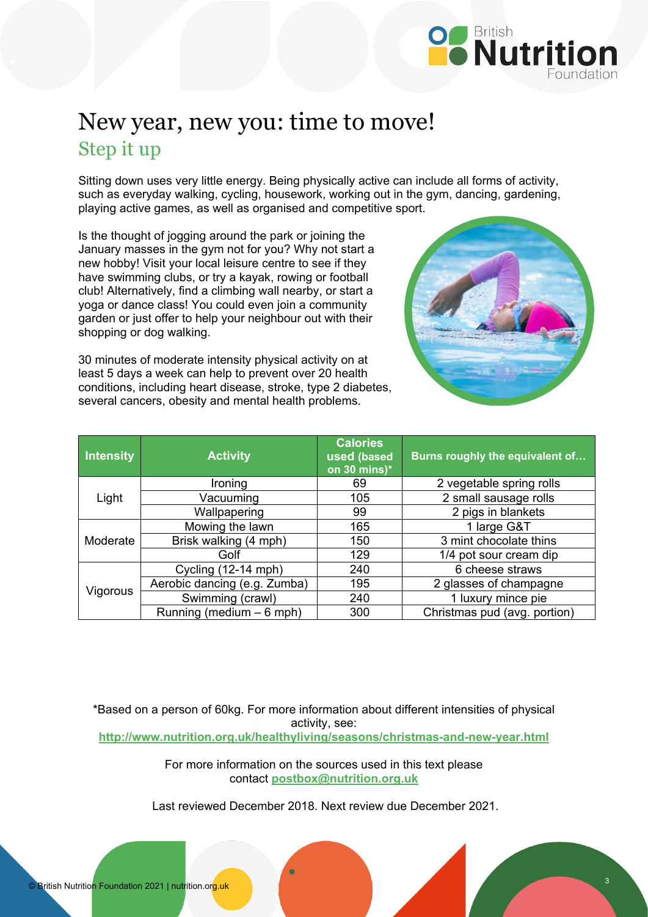# New year, new you: time to move!

## Step it up

Sitting down uses very little energy. Being physically active can include all forms of activity, such as everyday walking, cycling, housework, working out in the gym, dancing, gardening, playing active games, as well as organised and competitive sport.

Is the thought of jogging around the park or joining the January masses in the gym not for you? Why not start a new hobby! Visit your local leisure centre to see if they have swimming clubs, or try a kayak, rowing or football club! Alternatively, find a climbing wall nearby, or start a yoga or dance class! You could even join a community garden or just offer to help your neighbour out with their shopping or dog walking.

30 minutes of moderate intensity physical activity on at least 5 days a week can help to prevent over 20 health conditions, including heart disease, stroke, type 2 diabetes, several cancers, obesity and mental health problems.

| Intensity | Activity | Calories used (based on 30 mins)* | Burns roughly the equivalent of… |
|---|---|---|---|
| Light | Ironing | 69 | 2 vegetable spring rolls |
| | Vacuuming | 105 | 2 small sausage rolls |
| | Wallpapering | 99 | 2 pigs in blankets |
| Moderate | Mowing the lawn | 165 | 1 large G&T |
| | Brisk walking (4 mph) | 150 | 3 mint chocolate thins |
| | Golf | 129 | 1/4 pot sour cream dip |
| Vigorous | Cycling (12-14 mph) | 240 | 6 cheese straws |
| | Aerobic dancing (e.g. Zumba) | 195 | 2 glasses of champagne |
| | Swimming (crawl) | 240 | 1 luxury mince pie |
| | Running (medium – 6 mph) | 300 | Christmas pud (avg. portion) |

*Based on a person of 60kg. For more information about different intensities of physical activity, see:
**http://www.nutrition.org.uk/healthyliving/seasons/christmas-and-new-year.html**

For more information on the sources used in this text please contact **postbox@nutrition.org.uk**

Last reviewed December 2018. Next review due December 2021.